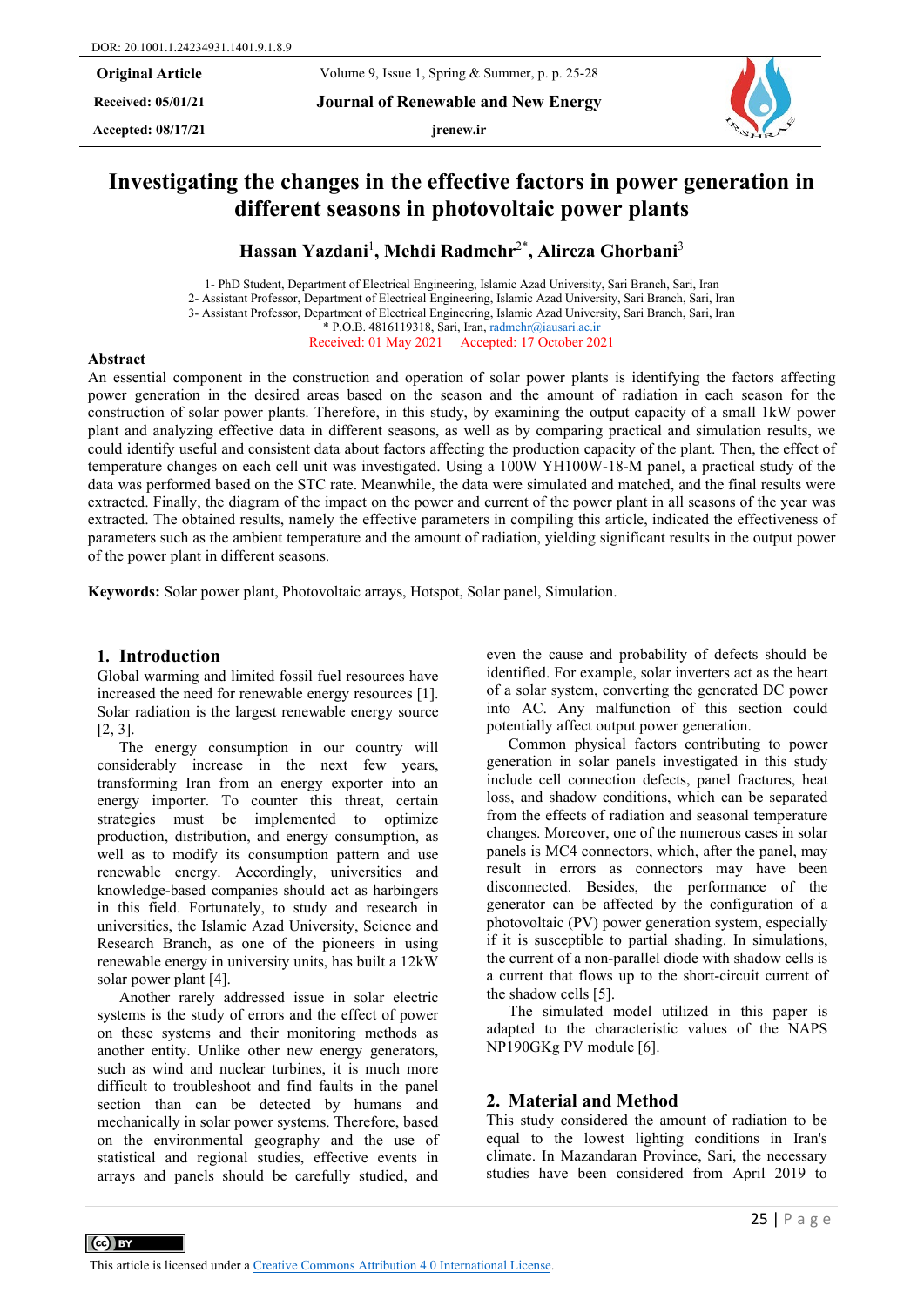DOR: 20.1001.1.24234931.1401.9.1.8.9

**Original Article**

**Received: 05/01/21**

**Accepted: 08/17/21**

# Investigating the changes in the effective factors in power generation in different seasons in photovoltaic power plants

**Hassan Yazdani[1], Mehdi Radmehr[2*], Alireza Ghorbani[3]**

1- PhD Student, Department of Electrical Engineering, Islamic Azad University, Sari Branch, Sari, Iran
2- Assistant Professor, Department of Electrical Engineering, Islamic Azad University, Sari Branch, Sari, Iran
3- Assistant Professor, Department of Electrical Engineering, Islamic Azad University, Sari Branch, Sari, Iran
* P.O.B. 4816119318, Sari, Iran, radmehr@iausari.ac.ir
Received: 01 May 2021  Accepted: 17 October 2021

## Abstract

An essential component in the construction and operation of solar power plants is identifying the factors affecting power generation in the desired areas based on the season and the amount of radiation in each season for the construction of solar power plants. Therefore, in this study, by examining the output capacity of a small 1kW power plant and analyzing effective data in different seasons, as well as by comparing practical and simulation results, we could identify useful and consistent data about factors affecting the production capacity of the plant. Then, the effect of temperature changes on each cell unit was investigated. Using a 100W YH100W-18-M panel, a practical study of the data was performed based on the STC rate. Meanwhile, the data were simulated and matched, and the final results were extracted. Finally, the diagram of the impact on the power and current of the power plant in all seasons of the year was extracted. The obtained results, namely the effective parameters in compiling this article, indicated the effectiveness of parameters such as the ambient temperature and the amount of radiation, yielding significant results in the output power of the power plant in different seasons.

**Keywords:** Solar power plant, Photovoltaic arrays, Hotspot, Solar panel, Simulation.

## 1. Introduction

Global warming and limited fossil fuel resources have increased the need for renewable energy resources [1]. Solar radiation is the largest renewable energy source [2, 3].

The energy consumption in our country will considerably increase in the next few years, transforming Iran from an energy exporter into an energy importer. To counter this threat, certain strategies must be implemented to optimize production, distribution, and energy consumption, as well as to modify its consumption pattern and use renewable energy. Accordingly, universities and knowledge-based companies should act as harbingers in this field. Fortunately, to study and research in universities, the Islamic Azad University, Science and Research Branch, as one of the pioneers in using renewable energy in university units, has built a 12kW solar power plant [4].

Another rarely addressed issue in solar electric systems is the study of errors and the effect of power on these systems and their monitoring methods as another entity. Unlike other new energy generators, such as wind and nuclear turbines, it is much more difficult to troubleshoot and find faults in the panel section than can be detected by humans and mechanically in solar power systems. Therefore, based on the environmental geography and the use of statistical and regional studies, effective events in arrays and panels should be carefully studied, and even the cause and probability of defects should be identified. For example, solar inverters act as the heart of a solar system, converting the generated DC power into AC. Any malfunction of this section could potentially affect output power generation.

Common physical factors contributing to power generation in solar panels investigated in this study include cell connection defects, panel fractures, heat loss, and shadow conditions, which can be separated from the effects of radiation and seasonal temperature changes. Moreover, one of the numerous cases in solar panels is MC4 connectors, which, after the panel, may result in errors as connectors may have been disconnected. Besides, the performance of the generator can be affected by the configuration of a photovoltaic (PV) power generation system, especially if it is susceptible to partial shading. In simulations, the current of a non-parallel diode with shadow cells is a current that flows up to the short-circuit current of the shadow cells [5].

The simulated model utilized in this paper is adapted to the characteristic values of the NAPS NP190GKg PV module [6].

## 2. Material and Method

This study considered the amount of radiation to be equal to the lowest lighting conditions in Iran's climate. In Mazandaran Province, Sari, the necessary studies have been considered from April 2019 to

This article is licensed under a Creative Commons Attribution 4.0 International License.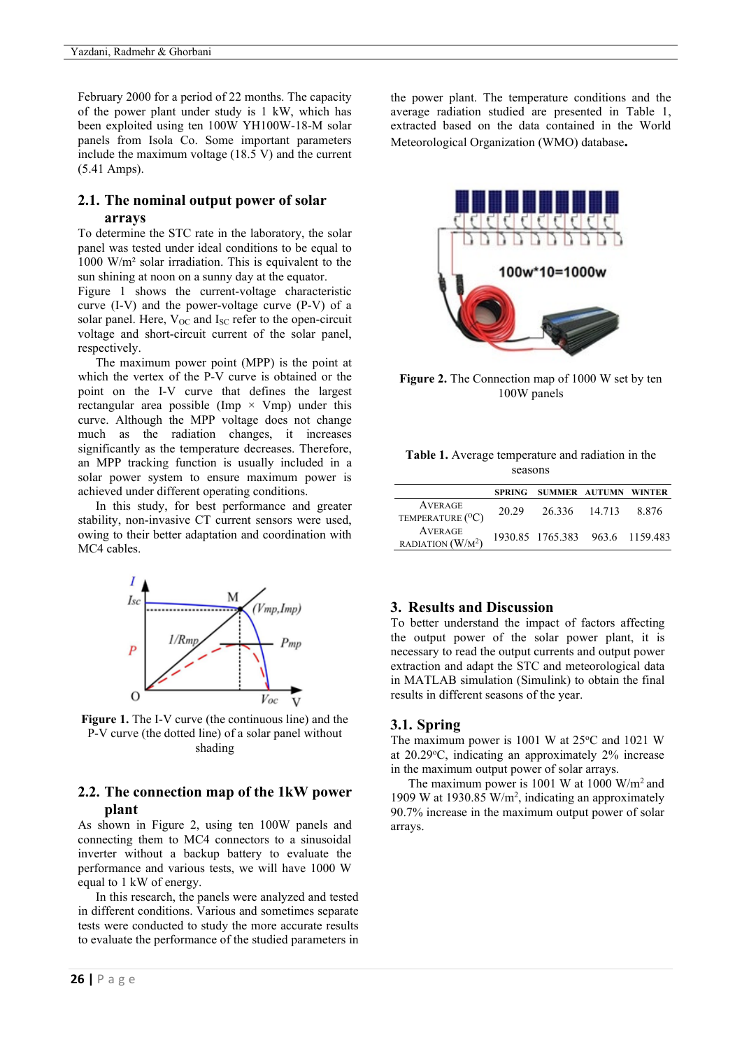February 2000 for a period of 22 months. The capacity of the power plant under study is 1 kW, which has been exploited using ten 100W YH100W-18-M solar panels from Isola Co. Some important parameters include the maximum voltage (18.5 V) and the current (5.41 Amps).

## 2.1. The nominal output power of solar arrays

To determine the STC rate in the laboratory, the solar panel was tested under ideal conditions to be equal to 1000 W/m² solar irradiation. This is equivalent to the sun shining at noon on a sunny day at the equator. Figure 1 shows the current-voltage characteristic curve (I-V) and the power-voltage curve (P-V) of a solar panel. Here, $V_{OC}$ and $I_{SC}$ refer to the open-circuit voltage and short-circuit current of the solar panel, respectively.

The maximum power point (MPP) is the point at which the vertex of the P-V curve is obtained or the point on the I-V curve that defines the largest rectangular area possible (Imp × Vmp) under this curve. Although the MPP voltage does not change much as the radiation changes, it increases significantly as the temperature decreases. Therefore, an MPP tracking function is usually included in a solar power system to ensure maximum power is achieved under different operating conditions.

In this study, for best performance and greater stability, non-invasive CT current sensors were used, owing to their better adaptation and coordination with MC4 cables.

I
Isc
M
(Vmp,Imp)
1/Rmp
P
Pmp
O
Voc
V

**Figure 1.** The I-V curve (the continuous line) and the P-V curve (the dotted line) of a solar panel without shading

## 2.2. The connection map of the 1kW power plant

As shown in Figure 2, using ten 100W panels and connecting them to MC4 connectors to a sinusoidal inverter without a backup battery to evaluate the performance and various tests, we will have 1000 W equal to 1 kW of energy.

In this research, the panels were analyzed and tested in different conditions. Various and sometimes separate tests were conducted to study the more accurate results to evaluate the performance of the studied parameters in the power plant. The temperature conditions and the average radiation studied are presented in Table 1, extracted based on the data contained in the World Meteorological Organization (WMO) database**.**

100w*10=1000w

**Figure 2.** The Connection map of 1000 W set by ten 100W panels

**Table 1.** Average temperature and radiation in the seasons

| | Spring | Summer | Autumn | Winter |
|---|---|---|---|---|
| Average temperature (°C) | 20.29 | 26.336 | 14.713 | 8.876 |
| Average radiation ($W/m^2$) | 1930.85 | 1765.383 | 963.6 | 1159.483 |

## 3. Results and Discussion

To better understand the impact of factors affecting the output power of the solar power plant, it is necessary to read the output currents and output power extraction and adapt the STC and meteorological data in MATLAB simulation (Simulink) to obtain the final results in different seasons of the year.

### 3.1. Spring

The maximum power is 1001 W at 25°C and 1021 W at 20.29°C, indicating an approximately 2% increase in the maximum output power of solar arrays.

The maximum power is 1001 W at 1000 W/m$^2$ and 1909 W at 1930.85 W/m$^2$, indicating an approximately 90.7% increase in the maximum output power of solar arrays.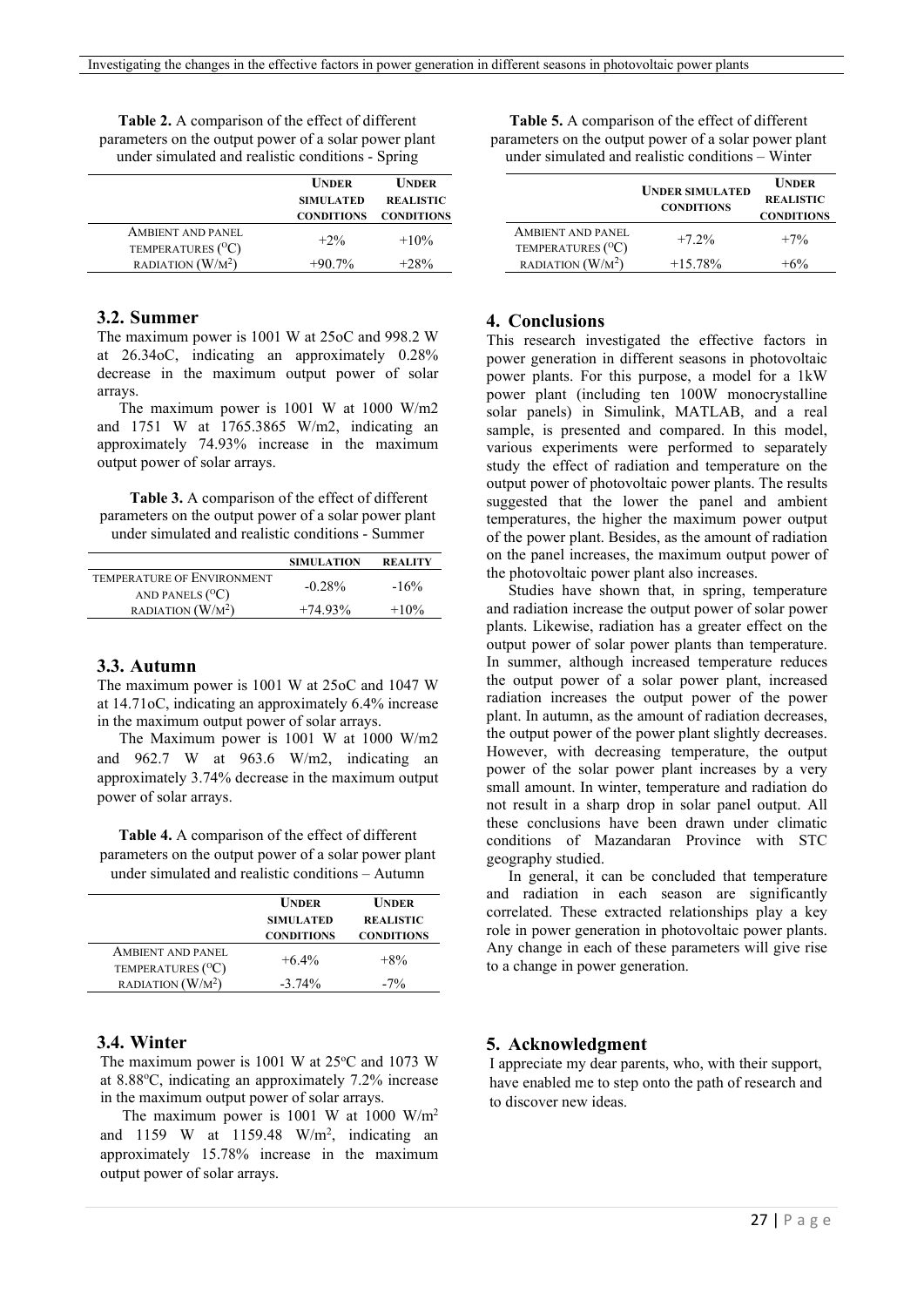**Table 2.** A comparison of the effect of different parameters on the output power of a solar power plant under simulated and realistic conditions - Spring

| | Under simulated conditions | Under realistic conditions |
|---|---|---|
| Ambient and panel temperatures (°C) | +2% | +10% |
| radiation ($W/m^2$) | +90.7% | +28% |

### 3.2. Summer

The maximum power is 1001 W at 25oC and 998.2 W at 26.34oC, indicating an approximately 0.28% decrease in the maximum output power of solar arrays.

The maximum power is 1001 W at 1000 W/m2 and 1751 W at 1765.3865 W/m2, indicating an approximately 74.93% increase in the maximum output power of solar arrays.

**Table 3.** A comparison of the effect of different parameters on the output power of a solar power plant under simulated and realistic conditions - Summer

| | Simulation | Reality |
|---|---|---|
| Temperature of Environment and panels (°C) | -0.28% | -16% |
| radiation ($W/m^2$) | +74.93% | +10% |

### 3.3. Autumn

The maximum power is 1001 W at 25oC and 1047 W at 14.71oC, indicating an approximately 6.4% increase in the maximum output power of solar arrays.

The Maximum power is 1001 W at 1000 W/m2 and 962.7 W at 963.6 W/m2, indicating an approximately 3.74% decrease in the maximum output power of solar arrays.

**Table 4.** A comparison of the effect of different parameters on the output power of a solar power plant under simulated and realistic conditions – Autumn

| | Under simulated conditions | Under realistic conditions |
|---|---|---|
| Ambient and panel temperatures (°C) | +6.4% | +8% |
| radiation ($W/m^2$) | -3.74% | -7% |

### 3.4. Winter

The maximum power is 1001 W at 25°C and 1073 W at 8.88°C, indicating an approximately 7.2% increase in the maximum output power of solar arrays.

The maximum power is 1001 W at 1000 W/m² and 1159 W at 1159.48 W/m², indicating an approximately 15.78% increase in the maximum output power of solar arrays.

**Table 5.** A comparison of the effect of different parameters on the output power of a solar power plant under simulated and realistic conditions – Winter

| | Under simulated conditions | Under realistic conditions |
|---|---|---|
| Ambient and panel temperatures (°C) | +7.2% | +7% |
| radiation ($W/m^2$) | +15.78% | +6% |

## 4. Conclusions

This research investigated the effective factors in power generation in different seasons in photovoltaic power plants. For this purpose, a model for a 1kW power plant (including ten 100W monocrystalline solar panels) in Simulink, MATLAB, and a real sample, is presented and compared. In this model, various experiments were performed to separately study the effect of radiation and temperature on the output power of photovoltaic power plants. The results suggested that the lower the panel and ambient temperatures, the higher the maximum power output of the power plant. Besides, as the amount of radiation on the panel increases, the maximum output power of the photovoltaic power plant also increases.

Studies have shown that, in spring, temperature and radiation increase the output power of solar power plants. Likewise, radiation has a greater effect on the output power of solar power plants than temperature. In summer, although increased temperature reduces the output power of a solar power plant, increased radiation increases the output power of the power plant. In autumn, as the amount of radiation decreases, the output power of the power plant slightly decreases. However, with decreasing temperature, the output power of the solar power plant increases by a very small amount. In winter, temperature and radiation do not result in a sharp drop in solar panel output. All these conclusions have been drawn under climatic conditions of Mazandaran Province with STC geography studied.

In general, it can be concluded that temperature and radiation in each season are significantly correlated. These extracted relationships play a key role in power generation in photovoltaic power plants. Any change in each of these parameters will give rise to a change in power generation.

## 5. Acknowledgment

I appreciate my dear parents, who, with their support, have enabled me to step onto the path of research and to discover new ideas.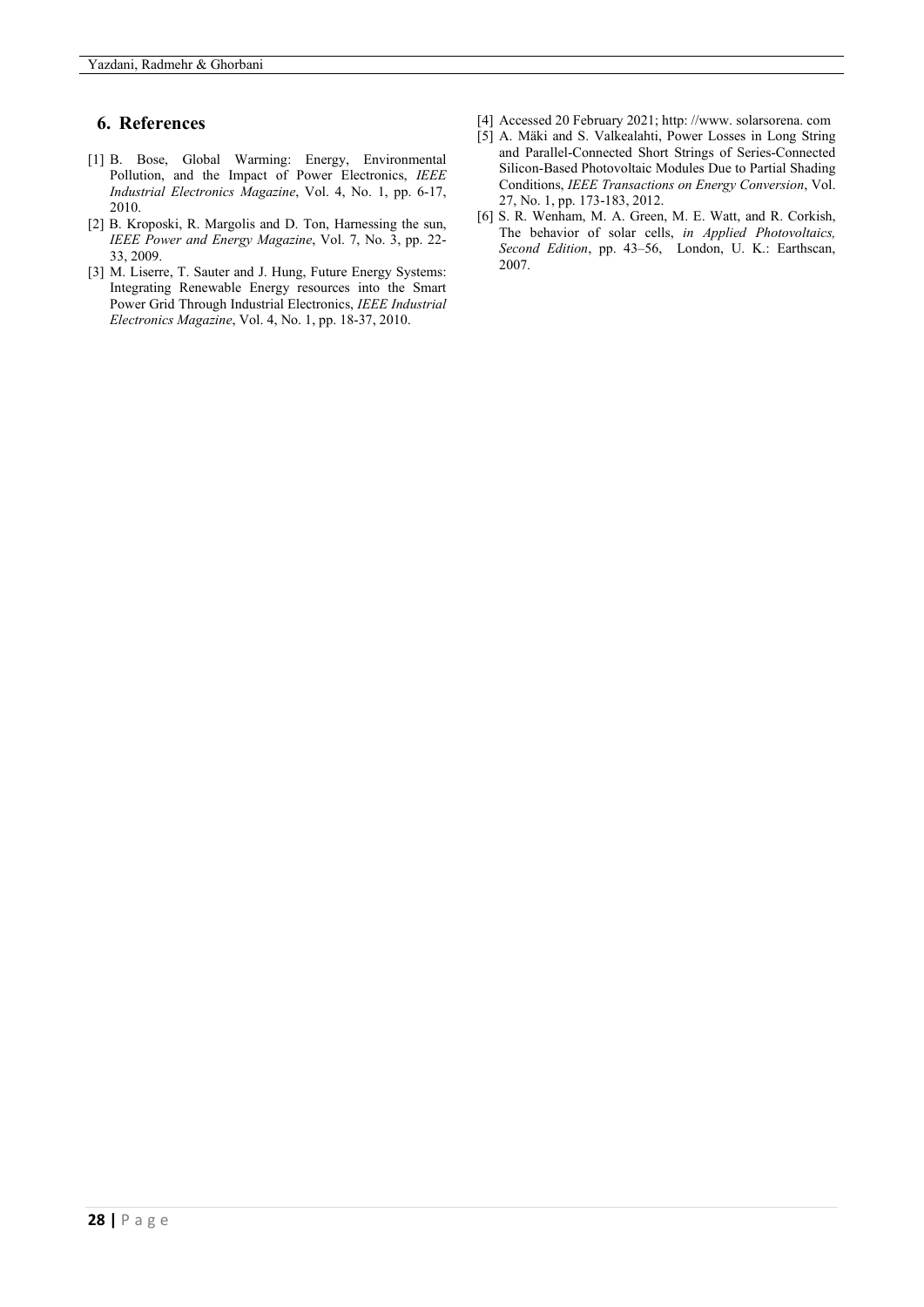## 6. References

[1] B. Bose, Global Warming: Energy, Environmental Pollution, and the Impact of Power Electronics, *IEEE Industrial Electronics Magazine*, Vol. 4, No. 1, pp. 6-17, 2010.

[2] B. Kroposki, R. Margolis and D. Ton, Harnessing the sun, *IEEE Power and Energy Magazine*, Vol. 7, No. 3, pp. 22-33, 2009.

[3] M. Liserre, T. Sauter and J. Hung, Future Energy Systems: Integrating Renewable Energy resources into the Smart Power Grid Through Industrial Electronics, *IEEE Industrial Electronics Magazine*, Vol. 4, No. 1, pp. 18-37, 2010.

[4] Accessed 20 February 2021; http: //www. solarsorena. com

[5] A. Mäki and S. Valkealahti, Power Losses in Long String and Parallel-Connected Short Strings of Series-Connected Silicon-Based Photovoltaic Modules Due to Partial Shading Conditions, *IEEE Transactions on Energy Conversion*, Vol. 27, No. 1, pp. 173-183, 2012.

[6] S. R. Wenham, M. A. Green, M. E. Watt, and R. Corkish, The behavior of solar cells, *in Applied Photovoltaics, Second Edition*, pp. 43–56, London, U. K.: Earthscan, 2007.